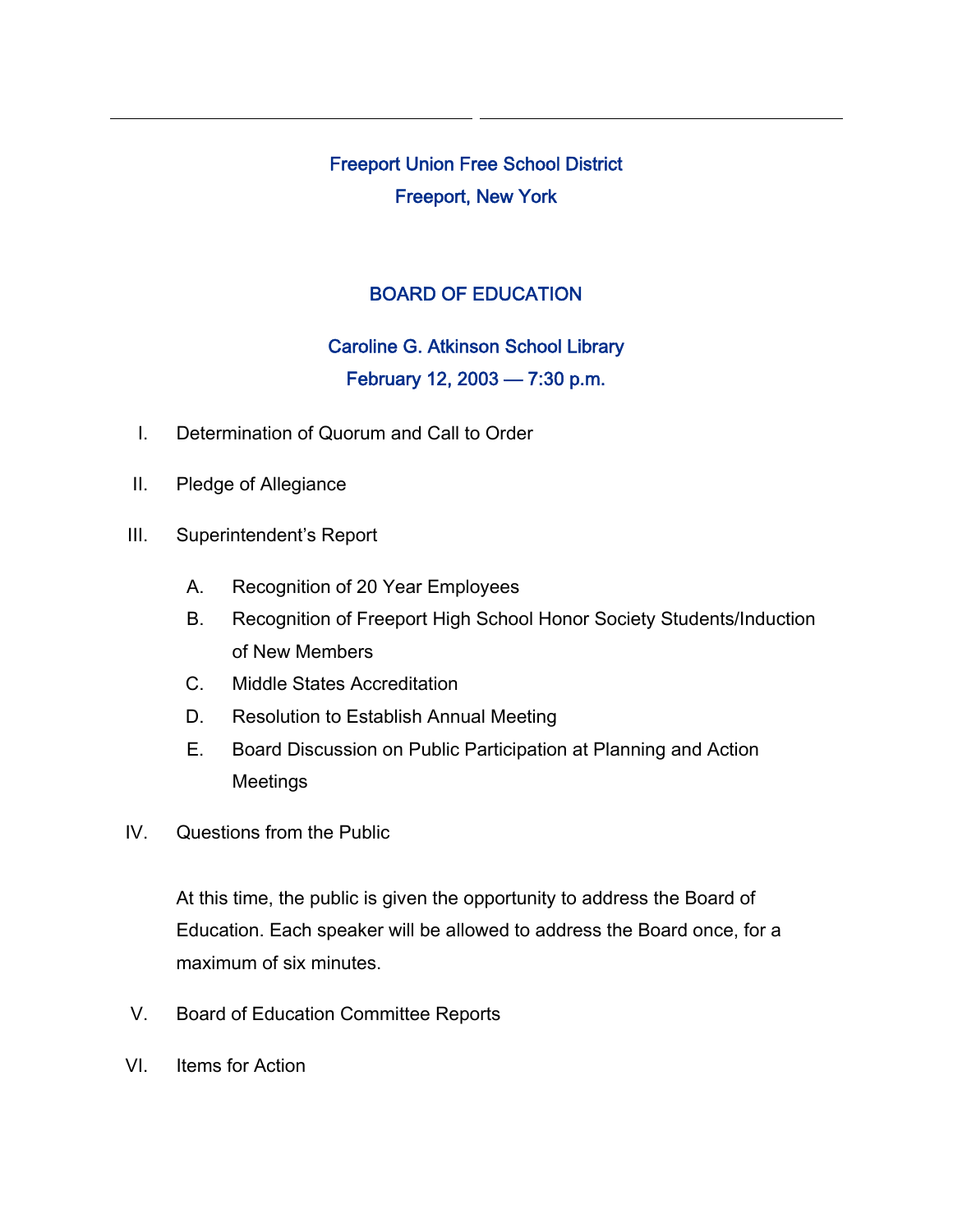# Freeport Union Free School District

## Freeport, New York

## BOARD OF EDUCATION

### Caroline G. Atkinson School Library

### February 12, 2003 — 7:30 p.m.

I. Determination of Quorum and Call to Order

II. Pledge of Allegiance

III. Superintendent's Report

   A. Recognition of 20 Year Employees

   B. Recognition of Freeport High School Honor Society Students/Induction of New Members

   C. Middle States Accreditation

   D. Resolution to Establish Annual Meeting

   E. Board Discussion on Public Participation at Planning and Action Meetings

IV. Questions from the Public

   At this time, the public is given the opportunity to address the Board of Education. Each speaker will be allowed to address the Board once, for a maximum of six minutes.

V. Board of Education Committee Reports

VI. Items for Action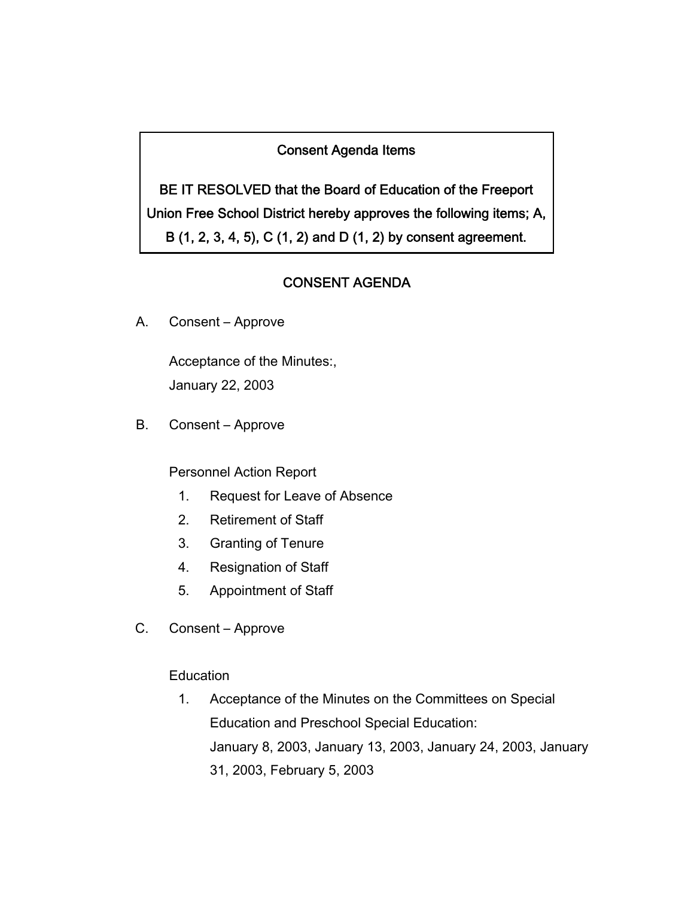**Consent Agenda Items**

**BE IT RESOLVED that the Board of Education of the Freeport Union Free School District hereby approves the following items; A, B (1, 2, 3, 4, 5), C (1, 2) and D (1, 2) by consent agreement.**

## CONSENT AGENDA

A. Consent – Approve

Acceptance of the Minutes:,
January 22, 2003

B. Consent – Approve

Personnel Action Report

1. Request for Leave of Absence
2. Retirement of Staff
3. Granting of Tenure
4. Resignation of Staff
5. Appointment of Staff

C. Consent – Approve

Education

1. Acceptance of the Minutes on the Committees on Special Education and Preschool Special Education:
   January 8, 2003, January 13, 2003, January 24, 2003, January 31, 2003, February 5, 2003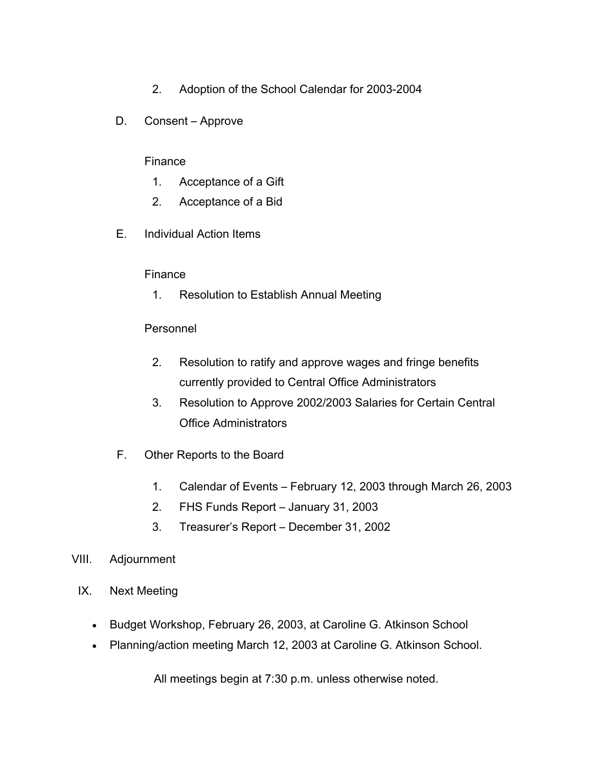2. Adoption of the School Calendar for 2003-2004

D. Consent – Approve

Finance

1. Acceptance of a Gift
2. Acceptance of a Bid

E. Individual Action Items

Finance

1. Resolution to Establish Annual Meeting

Personnel

2. Resolution to ratify and approve wages and fringe benefits currently provided to Central Office Administrators
3. Resolution to Approve 2002/2003 Salaries for Certain Central Office Administrators

F. Other Reports to the Board

1. Calendar of Events – February 12, 2003 through March 26, 2003
2. FHS Funds Report – January 31, 2003
3. Treasurer's Report – December 31, 2002

VIII. Adjournment

IX. Next Meeting

- Budget Workshop, February 26, 2003, at Caroline G. Atkinson School
- Planning/action meeting March 12, 2003 at Caroline G. Atkinson School.

All meetings begin at 7:30 p.m. unless otherwise noted.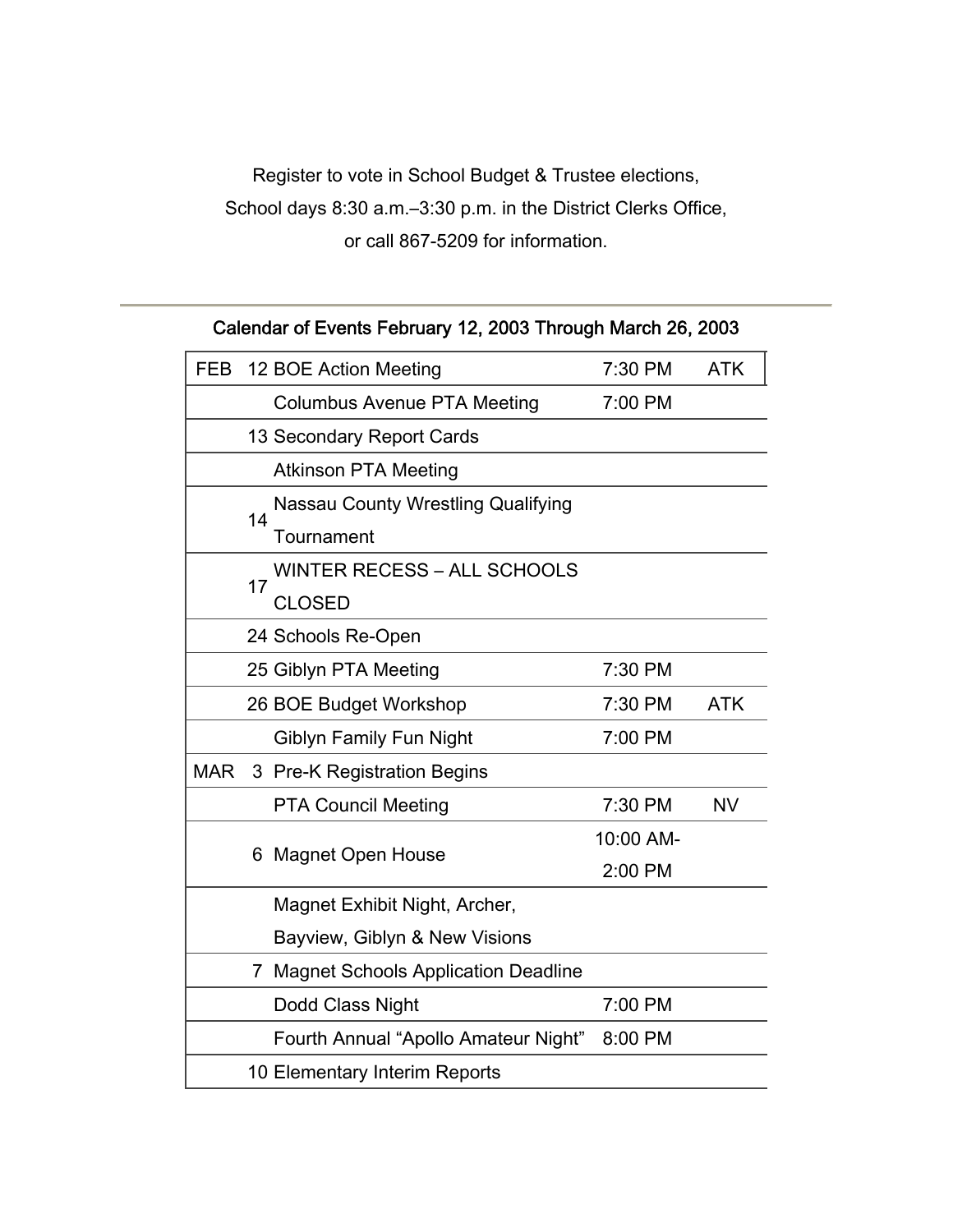Register to vote in School Budget & Trustee elections,
School days 8:30 a.m.–3:30 p.m. in the District Clerks Office,
or call 867-5209 for information.

---

## Calendar of Events February 12, 2003 Through March 26, 2003

| Month | Day | Event | Time | Location |
|---|---|---|---|---|
| FEB | 12 | BOE Action Meeting | 7:30 PM | ATK |
| | | Columbus Avenue PTA Meeting | 7:00 PM | |
| | 13 | Secondary Report Cards | | |
| | | Atkinson PTA Meeting | | |
| | 14 | Nassau County Wrestling Qualifying Tournament | | |
| | 17 | WINTER RECESS – ALL SCHOOLS CLOSED | | |
| | 24 | Schools Re-Open | | |
| | 25 | Giblyn PTA Meeting | 7:30 PM | |
| | 26 | BOE Budget Workshop | 7:30 PM | ATK |
| | | Giblyn Family Fun Night | 7:00 PM | |
| MAR | 3 | Pre-K Registration Begins | | |
| | | PTA Council Meeting | 7:30 PM | NV |
| | 6 | Magnet Open House | 10:00 AM-2:00 PM | |
| | | Magnet Exhibit Night, Archer, Bayview, Giblyn & New Visions | | |
| | 7 | Magnet Schools Application Deadline | | |
| | | Dodd Class Night | 7:00 PM | |
| | | Fourth Annual "Apollo Amateur Night" | 8:00 PM | |
| | 10 | Elementary Interim Reports | | |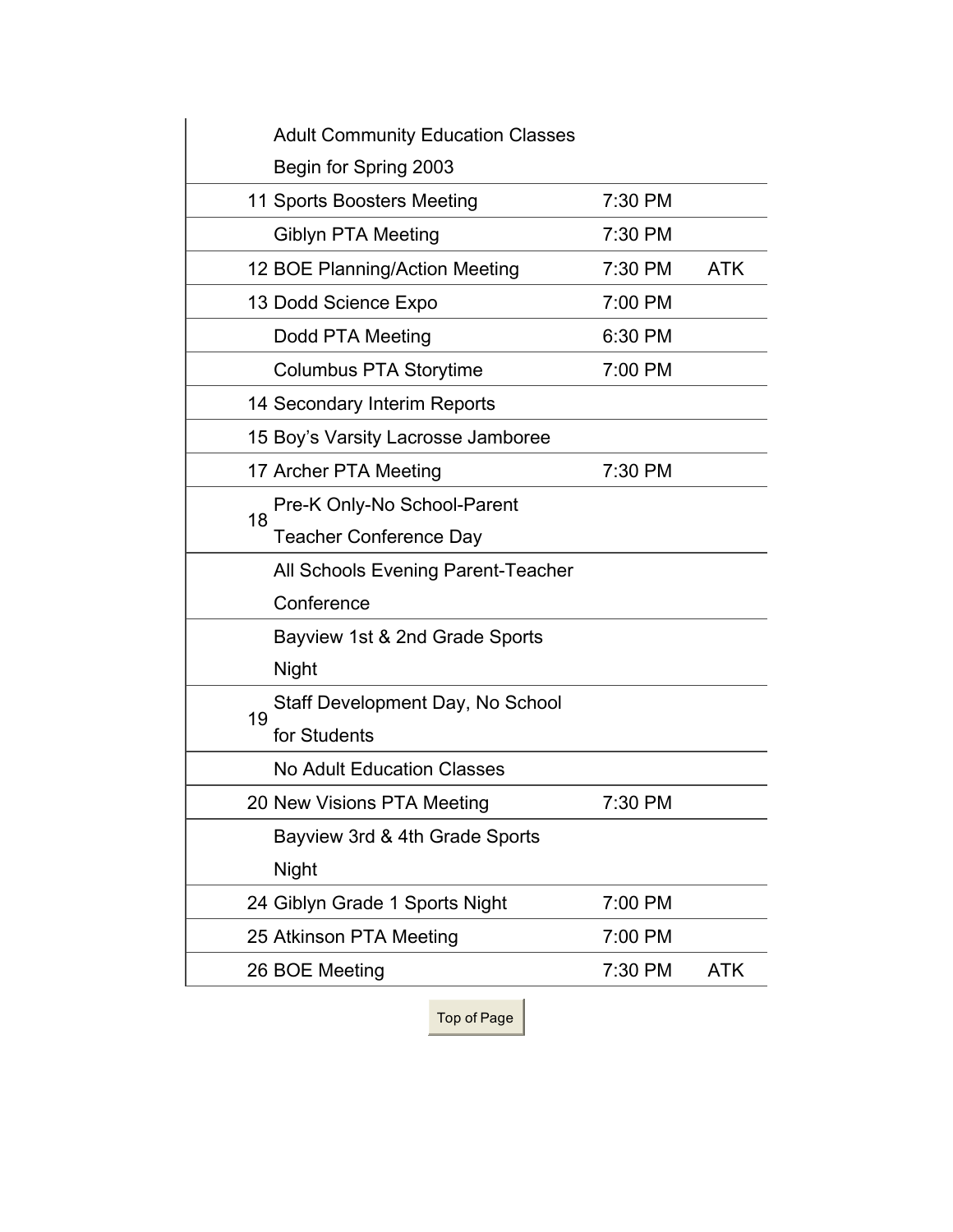| | | | |
|---|---|---|---|
| | Adult Community Education Classes Begin for Spring 2003 | | |
| 11 | Sports Boosters Meeting | 7:30 PM | |
| | Giblyn PTA Meeting | 7:30 PM | |
| 12 | BOE Planning/Action Meeting | 7:30 PM | ATK |
| 13 | Dodd Science Expo | 7:00 PM | |
| | Dodd PTA Meeting | 6:30 PM | |
| | Columbus PTA Storytime | 7:00 PM | |
| 14 | Secondary Interim Reports | | |
| 15 | Boy's Varsity Lacrosse Jamboree | | |
| 17 | Archer PTA Meeting | 7:30 PM | |
| 18 | Pre-K Only-No School-Parent Teacher Conference Day | | |
| | All Schools Evening Parent-Teacher Conference | | |
| | Bayview 1st & 2nd Grade Sports Night | | |
| 19 | Staff Development Day, No School for Students | | |
| | No Adult Education Classes | | |
| 20 | New Visions PTA Meeting | 7:30 PM | |
| | Bayview 3rd & 4th Grade Sports Night | | |
| 24 | Giblyn Grade 1 Sports Night | 7:00 PM | |
| 25 | Atkinson PTA Meeting | 7:00 PM | |
| 26 | BOE Meeting | 7:30 PM | ATK |

Top of Page